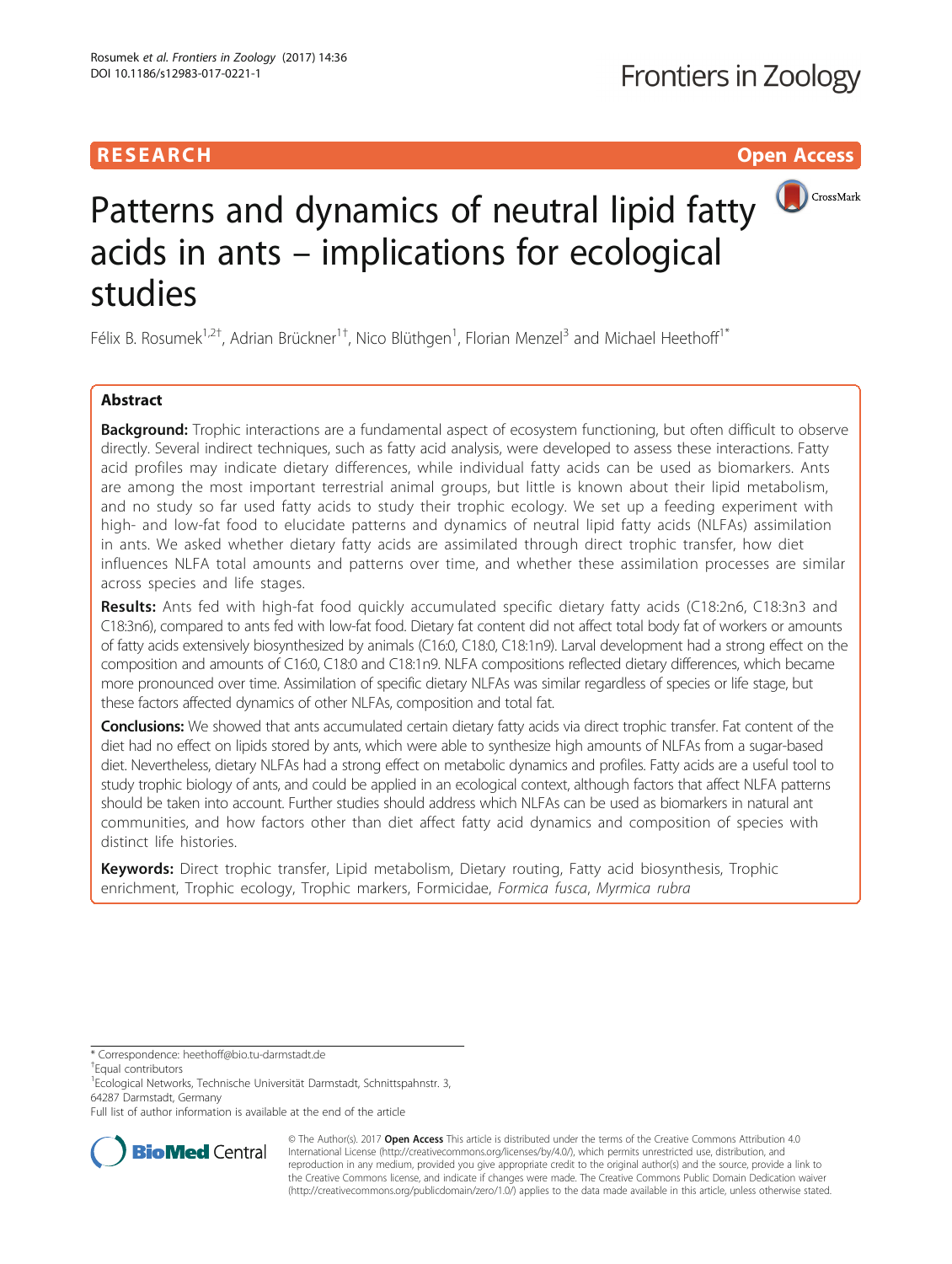RESEARCH Open Access

# Patterns and dynamics of neutral lipid fatty acids in ants – implications for ecological studies

Félix B. Rosumek[1,2†], Adrian Brückner[1†], Nico Blüthgen[1], Florian Menzel[3] and Michael Heethoff[1*]

## Abstract

**Background:** Trophic interactions are a fundamental aspect of ecosystem functioning, but often difficult to observe directly. Several indirect techniques, such as fatty acid analysis, were developed to assess these interactions. Fatty acid profiles may indicate dietary differences, while individual fatty acids can be used as biomarkers. Ants are among the most important terrestrial animal groups, but little is known about their lipid metabolism, and no study so far used fatty acids to study their trophic ecology. We set up a feeding experiment with high- and low-fat food to elucidate patterns and dynamics of neutral lipid fatty acids (NLFAs) assimilation in ants. We asked whether dietary fatty acids are assimilated through direct trophic transfer, how diet influences NLFA total amounts and patterns over time, and whether these assimilation processes are similar across species and life stages.

**Results:** Ants fed with high-fat food quickly accumulated specific dietary fatty acids (C18:2n6, C18:3n3 and C18:3n6), compared to ants fed with low-fat food. Dietary fat content did not affect total body fat of workers or amounts of fatty acids extensively biosynthesized by animals (C16:0, C18:0, C18:1n9). Larval development had a strong effect on the composition and amounts of C16:0, C18:0 and C18:1n9. NLFA compositions reflected dietary differences, which became more pronounced over time. Assimilation of specific dietary NLFAs was similar regardless of species or life stage, but these factors affected dynamics of other NLFAs, composition and total fat.

**Conclusions:** We showed that ants accumulated certain dietary fatty acids via direct trophic transfer. Fat content of the diet had no effect on lipids stored by ants, which were able to synthesize high amounts of NLFAs from a sugar-based diet. Nevertheless, dietary NLFAs had a strong effect on metabolic dynamics and profiles. Fatty acids are a useful tool to study trophic biology of ants, and could be applied in an ecological context, although factors that affect NLFA patterns should be taken into account. Further studies should address which NLFAs can be used as biomarkers in natural ant communities, and how factors other than diet affect fatty acid dynamics and composition of species with distinct life histories.

**Keywords:** Direct trophic transfer, Lipid metabolism, Dietary routing, Fatty acid biosynthesis, Trophic enrichment, Trophic ecology, Trophic markers, Formicidae, *Formica fusca*, *Myrmica rubra*

\* Correspondence: heethoff@bio.tu-darmstadt.de

†Equal contributors

[1]Ecological Networks, Technische Universität Darmstadt, Schnittspahnstr. 3, 64287 Darmstadt, Germany

Full list of author information is available at the end of the article

© The Author(s). 2017 **Open Access** This article is distributed under the terms of the Creative Commons Attribution 4.0 International License (http://creativecommons.org/licenses/by/4.0/), which permits unrestricted use, distribution, and reproduction in any medium, provided you give appropriate credit to the original author(s) and the source, provide a link to the Creative Commons license, and indicate if changes were made. The Creative Commons Public Domain Dedication waiver (http://creativecommons.org/publicdomain/zero/1.0/) applies to the data made available in this article, unless otherwise stated.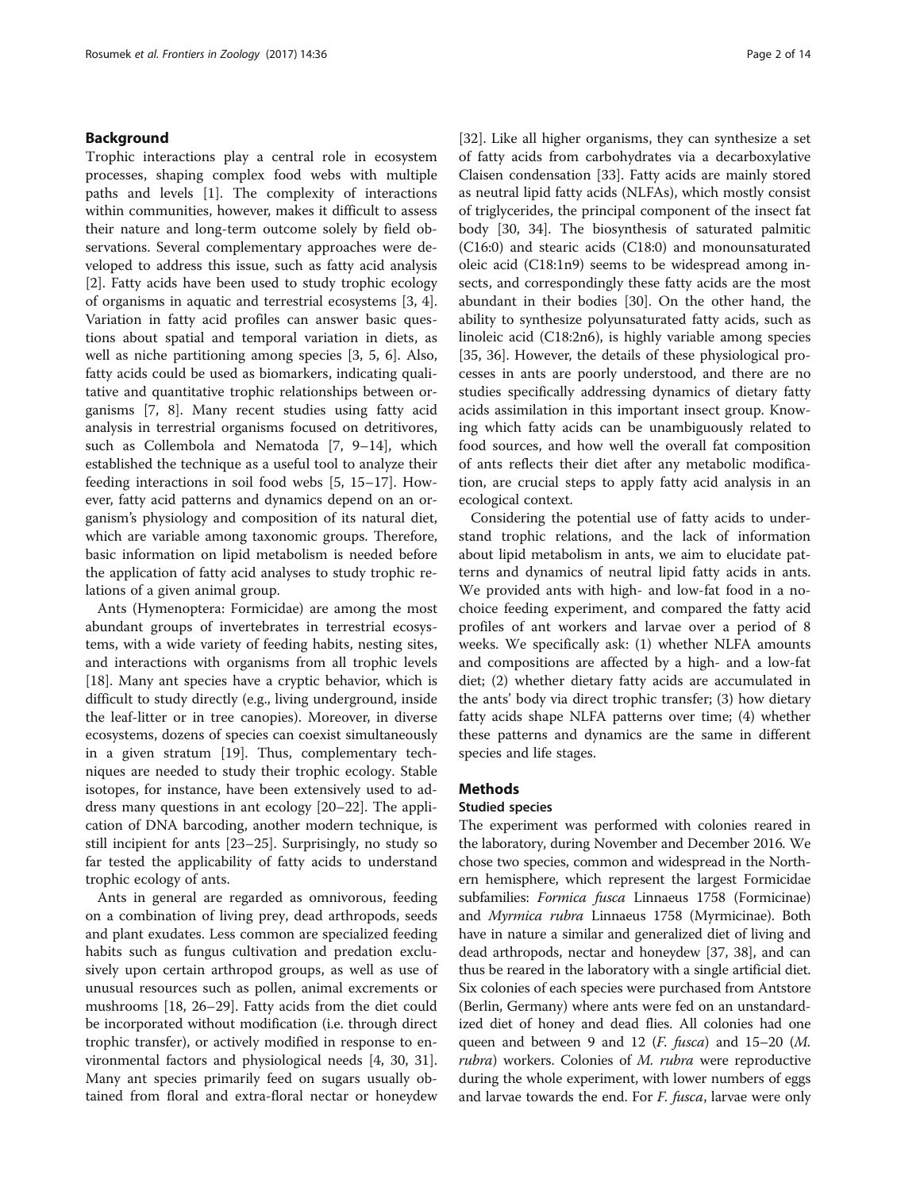## Background

Trophic interactions play a central role in ecosystem processes, shaping complex food webs with multiple paths and levels [1]. The complexity of interactions within communities, however, makes it difficult to assess their nature and long-term outcome solely by field observations. Several complementary approaches were developed to address this issue, such as fatty acid analysis [2]. Fatty acids have been used to study trophic ecology of organisms in aquatic and terrestrial ecosystems [3, 4]. Variation in fatty acid profiles can answer basic questions about spatial and temporal variation in diets, as well as niche partitioning among species [3, 5, 6]. Also, fatty acids could be used as biomarkers, indicating qualitative and quantitative trophic relationships between organisms [7, 8]. Many recent studies using fatty acid analysis in terrestrial organisms focused on detritivores, such as Collembola and Nematoda [7, 9–14], which established the technique as a useful tool to analyze their feeding interactions in soil food webs [5, 15–17]. However, fatty acid patterns and dynamics depend on an organism's physiology and composition of its natural diet, which are variable among taxonomic groups. Therefore, basic information on lipid metabolism is needed before the application of fatty acid analyses to study trophic relations of a given animal group.

Ants (Hymenoptera: Formicidae) are among the most abundant groups of invertebrates in terrestrial ecosystems, with a wide variety of feeding habits, nesting sites, and interactions with organisms from all trophic levels [18]. Many ant species have a cryptic behavior, which is difficult to study directly (e.g., living underground, inside the leaf-litter or in tree canopies). Moreover, in diverse ecosystems, dozens of species can coexist simultaneously in a given stratum [19]. Thus, complementary techniques are needed to study their trophic ecology. Stable isotopes, for instance, have been extensively used to address many questions in ant ecology [20–22]. The application of DNA barcoding, another modern technique, is still incipient for ants [23–25]. Surprisingly, no study so far tested the applicability of fatty acids to understand trophic ecology of ants.

Ants in general are regarded as omnivorous, feeding on a combination of living prey, dead arthropods, seeds and plant exudates. Less common are specialized feeding habits such as fungus cultivation and predation exclusively upon certain arthropod groups, as well as use of unusual resources such as pollen, animal excrements or mushrooms [18, 26–29]. Fatty acids from the diet could be incorporated without modification (i.e. through direct trophic transfer), or actively modified in response to environmental factors and physiological needs [4, 30, 31]. Many ant species primarily feed on sugars usually obtained from floral and extra-floral nectar or honeydew [32]. Like all higher organisms, they can synthesize a set of fatty acids from carbohydrates via a decarboxylative Claisen condensation [33]. Fatty acids are mainly stored as neutral lipid fatty acids (NLFAs), which mostly consist of triglycerides, the principal component of the insect fat body [30, 34]. The biosynthesis of saturated palmitic (C16:0) and stearic acids (C18:0) and monounsaturated oleic acid (C18:1n9) seems to be widespread among insects, and correspondingly these fatty acids are the most abundant in their bodies [30]. On the other hand, the ability to synthesize polyunsaturated fatty acids, such as linoleic acid (C18:2n6), is highly variable among species [35, 36]. However, the details of these physiological processes in ants are poorly understood, and there are no studies specifically addressing dynamics of dietary fatty acids assimilation in this important insect group. Knowing which fatty acids can be unambiguously related to food sources, and how well the overall fat composition of ants reflects their diet after any metabolic modification, are crucial steps to apply fatty acid analysis in an ecological context.

Considering the potential use of fatty acids to understand trophic relations, and the lack of information about lipid metabolism in ants, we aim to elucidate patterns and dynamics of neutral lipid fatty acids in ants. We provided ants with high- and low-fat food in a no-choice feeding experiment, and compared the fatty acid profiles of ant workers and larvae over a period of 8 weeks. We specifically ask: (1) whether NLFA amounts and compositions are affected by a high- and a low-fat diet; (2) whether dietary fatty acids are accumulated in the ants' body via direct trophic transfer; (3) how dietary fatty acids shape NLFA patterns over time; (4) whether these patterns and dynamics are the same in different species and life stages.

## Methods

### Studied species

The experiment was performed with colonies reared in the laboratory, during November and December 2016. We chose two species, common and widespread in the Northern hemisphere, which represent the largest Formicidae subfamilies: *Formica fusca* Linnaeus 1758 (Formicinae) and *Myrmica rubra* Linnaeus 1758 (Myrmicinae). Both have in nature a similar and generalized diet of living and dead arthropods, nectar and honeydew [37, 38], and can thus be reared in the laboratory with a single artificial diet. Six colonies of each species were purchased from Antstore (Berlin, Germany) where ants were fed on an unstandardized diet of honey and dead flies. All colonies had one queen and between 9 and 12 (*F. fusca*) and 15–20 (*M. rubra*) workers. Colonies of *M. rubra* were reproductive during the whole experiment, with lower numbers of eggs and larvae towards the end. For *F. fusca*, larvae were only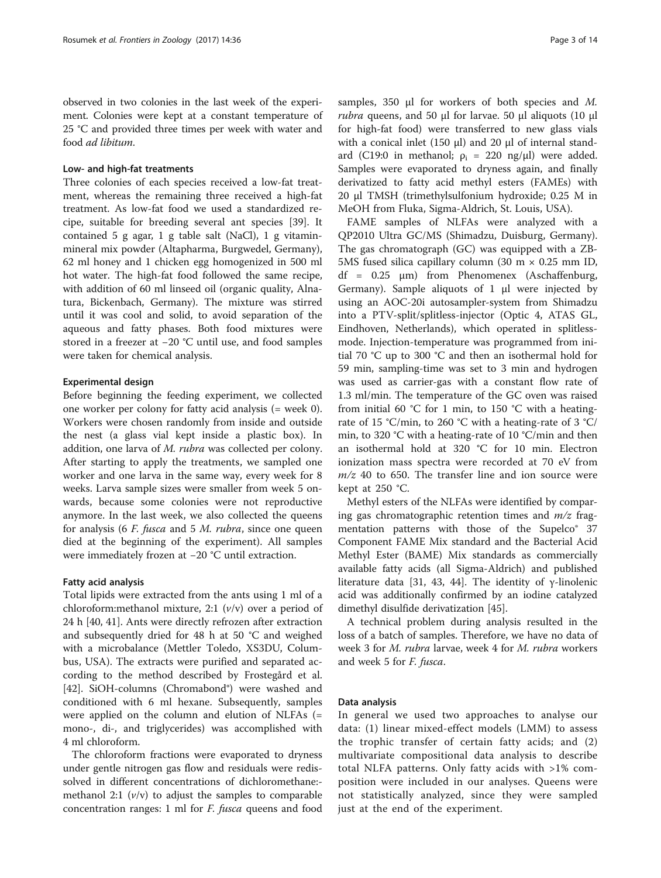observed in two colonies in the last week of the experiment. Colonies were kept at a constant temperature of 25 °C and provided three times per week with water and food *ad libitum*.

### Low- and high-fat treatments

Three colonies of each species received a low-fat treatment, whereas the remaining three received a high-fat treatment. As low-fat food we used a standardized recipe, suitable for breeding several ant species [39]. It contained 5 g agar, 1 g table salt (NaCl), 1 g vitamin-mineral mix powder (Altapharma, Burgwedel, Germany), 62 ml honey and 1 chicken egg homogenized in 500 ml hot water. The high-fat food followed the same recipe, with addition of 60 ml linseed oil (organic quality, Alnatura, Bickenbach, Germany). The mixture was stirred until it was cool and solid, to avoid separation of the aqueous and fatty phases. Both food mixtures were stored in a freezer at −20 °C until use, and food samples were taken for chemical analysis.

### Experimental design

Before beginning the feeding experiment, we collected one worker per colony for fatty acid analysis (= week 0). Workers were chosen randomly from inside and outside the nest (a glass vial kept inside a plastic box). In addition, one larva of *M. rubra* was collected per colony. After starting to apply the treatments, we sampled one worker and one larva in the same way, every week for 8 weeks. Larva sample sizes were smaller from week 5 onwards, because some colonies were not reproductive anymore. In the last week, we also collected the queens for analysis (6 *F. fusca* and 5 *M. rubra*, since one queen died at the beginning of the experiment). All samples were immediately frozen at −20 °C until extraction.

### Fatty acid analysis

Total lipids were extracted from the ants using 1 ml of a chloroform:methanol mixture, 2:1 (*v*/v) over a period of 24 h [40, 41]. Ants were directly refrozen after extraction and subsequently dried for 48 h at 50 °C and weighed with a microbalance (Mettler Toledo, XS3DU, Columbus, USA). The extracts were purified and separated according to the method described by Frostegård et al. [42]. SiOH-columns (Chromabond®) were washed and conditioned with 6 ml hexane. Subsequently, samples were applied on the column and elution of NLFAs (= mono-, di-, and triglycerides) was accomplished with 4 ml chloroform.

The chloroform fractions were evaporated to dryness under gentle nitrogen gas flow and residuals were redissolved in different concentrations of dichloromethane:-methanol 2:1 (*v*/v) to adjust the samples to comparable concentration ranges: 1 ml for *F. fusca* queens and food samples, 350 μl for workers of both species and *M. rubra* queens, and 50 μl for larvae. 50 μl aliquots (10 μl for high-fat food) were transferred to new glass vials with a conical inlet (150 μl) and 20 μl of internal standard (C19:0 in methanol; $\rho_i$ = 220 ng/μl) were added. Samples were evaporated to dryness again, and finally derivatized to fatty acid methyl esters (FAMEs) with 20 μl TMSH (trimethylsulfonium hydroxide; 0.25 M in MeOH from Fluka, Sigma-Aldrich, St. Louis, USA).

FAME samples of NLFAs were analyzed with a QP2010 Ultra GC/MS (Shimadzu, Duisburg, Germany). The gas chromatograph (GC) was equipped with a ZB-5MS fused silica capillary column (30 m × 0.25 mm ID, df = 0.25 μm) from Phenomenex (Aschaffenburg, Germany). Sample aliquots of 1 μl were injected by using an AOC-20i autosampler-system from Shimadzu into a PTV-split/splitless-injector (Optic 4, ATAS GL, Eindhoven, Netherlands), which operated in splitless-mode. Injection-temperature was programmed from initial 70 °C up to 300 °C and then an isothermal hold for 59 min, sampling-time was set to 3 min and hydrogen was used as carrier-gas with a constant flow rate of 1.3 ml/min. The temperature of the GC oven was raised from initial 60 °C for 1 min, to 150 °C with a heating-rate of 15 °C/min, to 260 °C with a heating-rate of 3 °C/min, to 320 °C with a heating-rate of 10 °C/min and then an isothermal hold at 320 °C for 10 min. Electron ionization mass spectra were recorded at 70 eV from $m/z$ 40 to 650. The transfer line and ion source were kept at 250 °C.

Methyl esters of the NLFAs were identified by comparing gas chromatographic retention times and $m/z$ fragmentation patterns with those of the Supelco® 37 Component FAME Mix standard and the Bacterial Acid Methyl Ester (BAME) Mix standards as commercially available fatty acids (all Sigma-Aldrich) and published literature data [31, 43, 44]. The identity of γ-linolenic acid was additionally confirmed by an iodine catalyzed dimethyl disulfide derivatization [45].

A technical problem during analysis resulted in the loss of a batch of samples. Therefore, we have no data of week 3 for *M. rubra* larvae, week 4 for *M. rubra* workers and week 5 for *F. fusca*.

### Data analysis

In general we used two approaches to analyse our data: (1) linear mixed-effect models (LMM) to assess the trophic transfer of certain fatty acids; and (2) multivariate compositional data analysis to describe total NLFA patterns. Only fatty acids with >1% composition were included in our analyses. Queens were not statistically analyzed, since they were sampled just at the end of the experiment.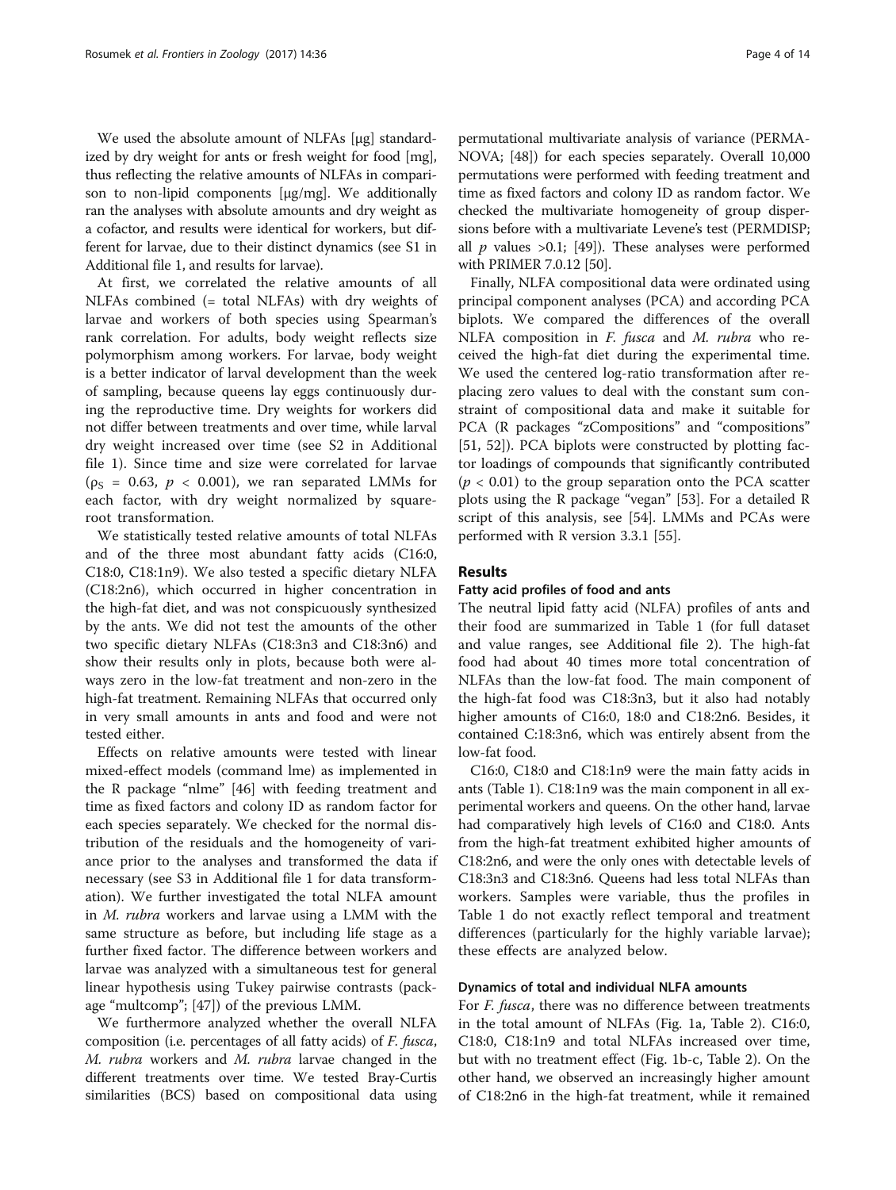We used the absolute amount of NLFAs [μg] standardized by dry weight for ants or fresh weight for food [mg], thus reflecting the relative amounts of NLFAs in comparison to non-lipid components [μg/mg]. We additionally ran the analyses with absolute amounts and dry weight as a cofactor, and results were identical for workers, but different for larvae, due to their distinct dynamics (see S1 in Additional file 1, and results for larvae).

At first, we correlated the relative amounts of all NLFAs combined (= total NLFAs) with dry weights of larvae and workers of both species using Spearman's rank correlation. For adults, body weight reflects size polymorphism among workers. For larvae, body weight is a better indicator of larval development than the week of sampling, because queens lay eggs continuously during the reproductive time. Dry weights for workers did not differ between treatments and over time, while larval dry weight increased over time (see S2 in Additional file 1). Since time and size were correlated for larvae ($\rho_S$ = 0.63, $p$ < 0.001), we ran separated LMMs for each factor, with dry weight normalized by square-root transformation.

We statistically tested relative amounts of total NLFAs and of the three most abundant fatty acids (C16:0, C18:0, C18:1n9). We also tested a specific dietary NLFA (C18:2n6), which occurred in higher concentration in the high-fat diet, and was not conspicuously synthesized by the ants. We did not test the amounts of the other two specific dietary NLFAs (C18:3n3 and C18:3n6) and show their results only in plots, because both were always zero in the low-fat treatment and non-zero in the high-fat treatment. Remaining NLFAs that occurred only in very small amounts in ants and food and were not tested either.

Effects on relative amounts were tested with linear mixed-effect models (command lme) as implemented in the R package "nlme" [46] with feeding treatment and time as fixed factors and colony ID as random factor for each species separately. We checked for the normal distribution of the residuals and the homogeneity of variance prior to the analyses and transformed the data if necessary (see S3 in Additional file 1 for data transformation). We further investigated the total NLFA amount in *M. rubra* workers and larvae using a LMM with the same structure as before, but including life stage as a further fixed factor. The difference between workers and larvae was analyzed with a simultaneous test for general linear hypothesis using Tukey pairwise contrasts (package "multcomp"; [47]) of the previous LMM.

We furthermore analyzed whether the overall NLFA composition (i.e. percentages of all fatty acids) of *F. fusca*, *M. rubra* workers and *M. rubra* larvae changed in the different treatments over time. We tested Bray-Curtis similarities (BCS) based on compositional data using permutational multivariate analysis of variance (PERMANOVA; [48]) for each species separately. Overall 10,000 permutations were performed with feeding treatment and time as fixed factors and colony ID as random factor. We checked the multivariate homogeneity of group dispersions before with a multivariate Levene's test (PERMDISP; all $p$ values >0.1; [49]). These analyses were performed with PRIMER 7.0.12 [50].

Finally, NLFA compositional data were ordinated using principal component analyses (PCA) and according PCA biplots. We compared the differences of the overall NLFA composition in *F. fusca* and *M. rubra* who received the high-fat diet during the experimental time. We used the centered log-ratio transformation after replacing zero values to deal with the constant sum constraint of compositional data and make it suitable for PCA (R packages "zCompositions" and "compositions" [51, 52]). PCA biplots were constructed by plotting factor loadings of compounds that significantly contributed ($p$ < 0.01) to the group separation onto the PCA scatter plots using the R package "vegan" [53]. For a detailed R script of this analysis, see [54]. LMMs and PCAs were performed with R version 3.3.1 [55].

## Results

### Fatty acid profiles of food and ants

The neutral lipid fatty acid (NLFA) profiles of ants and their food are summarized in Table 1 (for full dataset and value ranges, see Additional file 2). The high-fat food had about 40 times more total concentration of NLFAs than the low-fat food. The main component of the high-fat food was C18:3n3, but it also had notably higher amounts of C16:0, 18:0 and C18:2n6. Besides, it contained C:18:3n6, which was entirely absent from the low-fat food.

C16:0, C18:0 and C18:1n9 were the main fatty acids in ants (Table 1). C18:1n9 was the main component in all experimental workers and queens. On the other hand, larvae had comparatively high levels of C16:0 and C18:0. Ants from the high-fat treatment exhibited higher amounts of C18:2n6, and were the only ones with detectable levels of C18:3n3 and C18:3n6. Queens had less total NLFAs than workers. Samples were variable, thus the profiles in Table 1 do not exactly reflect temporal and treatment differences (particularly for the highly variable larvae); these effects are analyzed below.

### Dynamics of total and individual NLFA amounts

For *F. fusca*, there was no difference between treatments in the total amount of NLFAs (Fig. 1a, Table 2). C16:0, C18:0, C18:1n9 and total NLFAs increased over time, but with no treatment effect (Fig. 1b-c, Table 2). On the other hand, we observed an increasingly higher amount of C18:2n6 in the high-fat treatment, while it remained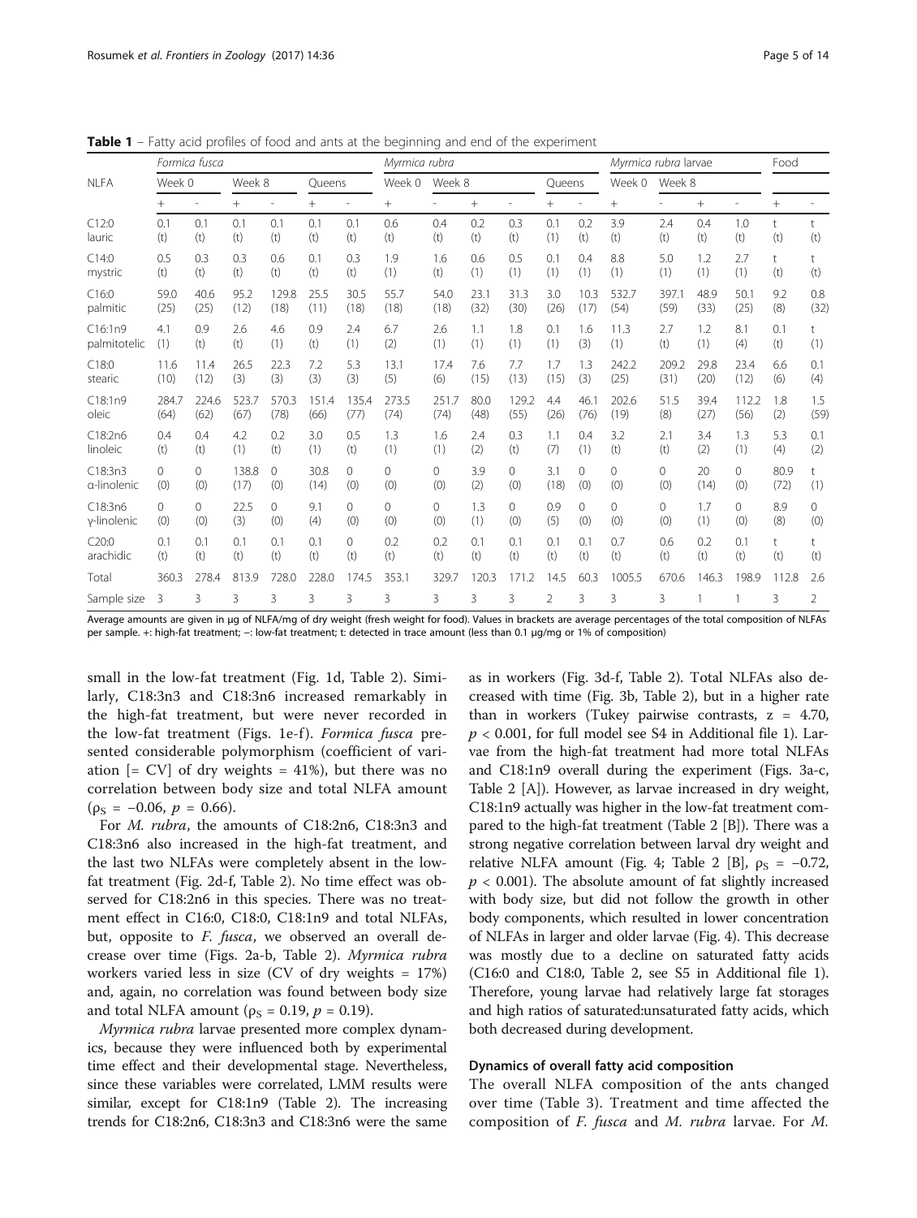**Table 1** – Fatty acid profiles of food and ants at the beginning and end of the experiment

| NLFA | *Formica fusca* | | | | | | *Myrmica rubra* | | | | | | | *Myrmica rubra* larvae | | | | | Food | |
|---|---|---|---|---|---|---|---|---|---|---|---|---|---|---|---|---|---|---|---|---|
| | Week 0 | | Week 8 | | Queens | | Week 0 | Week 8 | | | | Queens | | Week 0 | Week 8 | | | | | |
| | + | - | + | - | + | - | + | - | + | - | | + | - | + | - | + | - | | + | - |
| C12:0 lauric | 0.1 (t) | 0.1 (t) | 0.1 (t) | 0.1 (t) | 0.1 (t) | 0.1 (t) | 0.6 (t) | 0.4 (t) | 0.2 (t) | 0.3 (t) | | 0.1 (1) | 0.2 (t) | 3.9 (t) | 2.4 (t) | 0.4 (t) | 1.0 (t) | | t (t) | t (t) |
| C14:0 mystric | 0.5 (t) | 0.3 (t) | 0.3 (t) | 0.6 (t) | 0.1 (t) | 0.3 (t) | 1.9 (1) | 1.6 (t) | 0.6 (1) | 0.5 (1) | | 0.1 (1) | 0.4 (1) | 8.8 (1) | 5.0 (1) | 1.2 (1) | 2.7 (1) | | t (t) | t (t) |
| C16:0 palmitic | 59.0 (25) | 40.6 (25) | 95.2 (12) | 129.8 (18) | 25.5 (11) | 30.5 (18) | 55.7 (18) | 54.0 (18) | 23.1 (32) | 31.3 (30) | | 3.0 (26) | 10.3 (17) | 532.7 (54) | 397.1 (59) | 48.9 (33) | 50.1 (25) | | 9.2 (8) | 0.8 (32) |
| C16:1n9 palmitotelic | 4.1 (1) | 0.9 (t) | 2.6 (t) | 4.6 (t) | 0.9 (t) | 2.4 (1) | 6.7 (2) | 2.6 (1) | 1.1 (1) | 1.8 (1) | | 0.1 (t) | 1.6 (3) | 11.3 (1) | 2.7 (t) | 1.2 (1) | 8.1 (4) | | 0.1 (t) | t (1) |
| C18:0 stearic | 11.6 (10) | 11.4 (12) | 26.5 (3) | 22.3 (3) | 7.2 (3) | 5.3 (3) | 13.1 (5) | 17.4 (6) | 7.6 (15) | 7.7 (13) | | 1.7 (15) | 1.3 (3) | 242.2 (25) | 209.2 (31) | 29.8 (20) | 23.4 (12) | | 6.6 (6) | 0.1 (4) |
| C18:1n9 oleic | 284.7 (64) | 224.6 (62) | 523.7 (67) | 570.3 (78) | 151.4 (66) | 135.4 (77) | 273.5 (74) | 251.7 (74) | 80.0 (48) | 129.2 (55) | | 4.4 (26) | 46.1 (76) | 202.6 (19) | 51.5 (8) | 39.4 (27) | 112.2 (56) | | 1.8 (2) | 1.5 (59) |
| C18:2n6 linoleic | 0.4 (t) | 0.4 (t) | 4.2 (1) | 0.2 (t) | 3.0 (1) | 0.5 (t) | 1.3 (1) | 1.6 (1) | 2.4 (2) | 0.3 (t) | | 1.1 (7) | 0.4 (1) | 3.2 (t) | 2.1 (t) | 3.4 (2) | 1.3 (1) | | 5.3 (4) | 0.1 (2) |
| C18:3n3 α-linolenic | 0 (0) | 0 (0) | 138.8 (17) | 0 (0) | 30.8 (14) | 0 (0) | 0 (0) | 0 (0) | 3.9 (2) | 0 (0) | | 3.1 (18) | 0 (0) | 0 (0) | 0 (0) | 20 (14) | 0 (0) | | 80.9 (72) | t (1) |
| C18:3n6 γ-linolenic | 0 (0) | 0 (0) | 22.5 (3) | 0 (0) | 9.1 (4) | 0 (0) | 0 (0) | 0 (0) | 1.3 (1) | 0 (0) | | 0.9 (5) | 0 (0) | 0 (0) | 0 (0) | 1.7 (1) | 0 (0) | | 8.9 (8) | 0 (0) |
| C20:0 arachidic | 0.1 (t) | 0.1 (t) | 0.1 (t) | 0.1 (t) | 0.1 (t) | 0 (t) | 0.2 (t) | 0.2 (t) | 0.1 (t) | 0.1 (t) | | 0.1 (t) | 0.1 (t) | 0.7 (t) | 0.6 (t) | 0.2 (t) | 0.1 (t) | | t (t) | t (t) |
| Total | 360.3 | 278.4 | 813.9 | 728.0 | 228.0 | 174.5 | 353.1 | 329.7 | 120.3 | 171.2 | | 14.5 | 60.3 | 1005.5 | 670.6 | 146.3 | 198.9 | | 112.8 | 2.6 |
| Sample size | 3 | 3 | 3 | 3 | 3 | 3 | 3 | 3 | 3 | 3 | | 2 | 3 | 3 | 3 | 1 | 1 | | 3 | 2 |

Average amounts are given in µg of NLFA/mg of dry weight (fresh weight for food). Values in brackets are average percentages of the total composition of NLFAs per sample. +: high-fat treatment; −: low-fat treatment; t: detected in trace amount (less than 0.1 µg/mg or 1% of composition)

small in the low-fat treatment (Fig. 1d, Table 2). Similarly, C18:3n3 and C18:3n6 increased remarkably in the high-fat treatment, but were never recorded in the low-fat treatment (Figs. 1e-f). *Formica fusca* presented considerable polymorphism (coefficient of variation [= CV] of dry weights = 41%), but there was no correlation between body size and total NLFA amount ($\rho_S = -0.06$, $p = 0.66$).

For *M. rubra*, the amounts of C18:2n6, C18:3n3 and C18:3n6 also increased in the high-fat treatment, and the last two NLFAs were completely absent in the low-fat treatment (Fig. 2d-f, Table 2). No time effect was observed for C18:2n6 in this species. There was no treatment effect in C16:0, C18:0, C18:1n9 and total NLFAs, but, opposite to *F. fusca*, we observed an overall decrease over time (Figs. 2a-b, Table 2). *Myrmica rubra* workers varied less in size (CV of dry weights = 17%) and, again, no correlation was found between body size and total NLFA amount ($\rho_S = 0.19$, $p = 0.19$).

*Myrmica rubra* larvae presented more complex dynamics, because they were influenced both by experimental time effect and their developmental stage. Nevertheless, since these variables were correlated, LMM results were similar, except for C18:1n9 (Table 2). The increasing trends for C18:2n6, C18:3n3 and C18:3n6 were the same as in workers (Fig. 3d-f, Table 2). Total NLFAs also decreased with time (Fig. 3b, Table 2), but in a higher rate than in workers (Tukey pairwise contrasts, $z = 4.70$, $p < 0.001$, for full model see S4 in Additional file 1). Larvae from the high-fat treatment had more total NLFAs and C18:1n9 overall during the experiment (Figs. 3a-c, Table 2 [A]). However, as larvae increased in dry weight, C18:1n9 actually was higher in the low-fat treatment compared to the high-fat treatment (Table 2 [B]). There was a strong negative correlation between larval dry weight and relative NLFA amount (Fig. 4; Table 2 [B], $\rho_S = -0.72$, $p < 0.001$). The absolute amount of fat slightly increased with body size, but did not follow the growth in other body components, which resulted in lower concentration of NLFAs in larger and older larvae (Fig. 4). This decrease was mostly due to a decline on saturated fatty acids (C16:0 and C18:0, Table 2, see S5 in Additional file 1). Therefore, young larvae had relatively large fat storages and high ratios of saturated:unsaturated fatty acids, which both decreased during development.

### Dynamics of overall fatty acid composition

The overall NLFA composition of the ants changed over time (Table 3). Treatment and time affected the composition of *F. fusca* and *M. rubra* larvae. For *M.*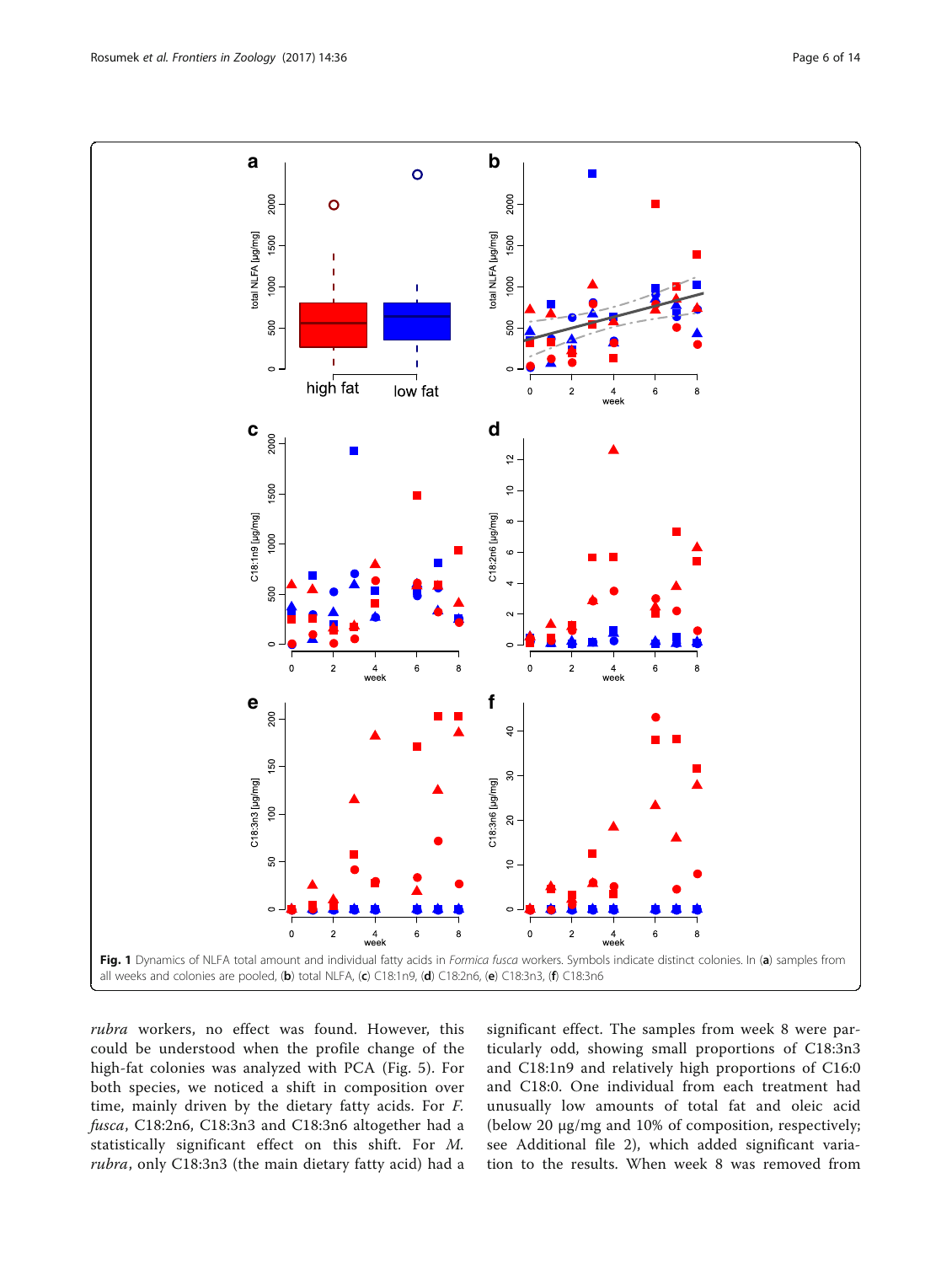Fig. 1 Dynamics of NLFA total amount and individual fatty acids in *Formica fusca* workers. Symbols indicate distinct colonies. In (**a**) samples from all weeks and colonies are pooled, (**b**) total NLFA, (**c**) C18:1n9, (**d**) C18:2n6, (**e**) C18:3n3, (**f**) C18:3n6

*rubra* workers, no effect was found. However, this could be understood when the profile change of the high-fat colonies was analyzed with PCA (Fig. 5). For both species, we noticed a shift in composition over time, mainly driven by the dietary fatty acids. For *F. fusca*, C18:2n6, C18:3n3 and C18:3n6 altogether had a statistically significant effect on this shift. For *M. rubra*, only C18:3n3 (the main dietary fatty acid) had a significant effect. The samples from week 8 were particularly odd, showing small proportions of C18:3n3 and C18:1n9 and relatively high proportions of C16:0 and C18:0. One individual from each treatment had unusually low amounts of total fat and oleic acid (below 20 μg/mg and 10% of composition, respectively; see Additional file 2), which added significant variation to the results. When week 8 was removed from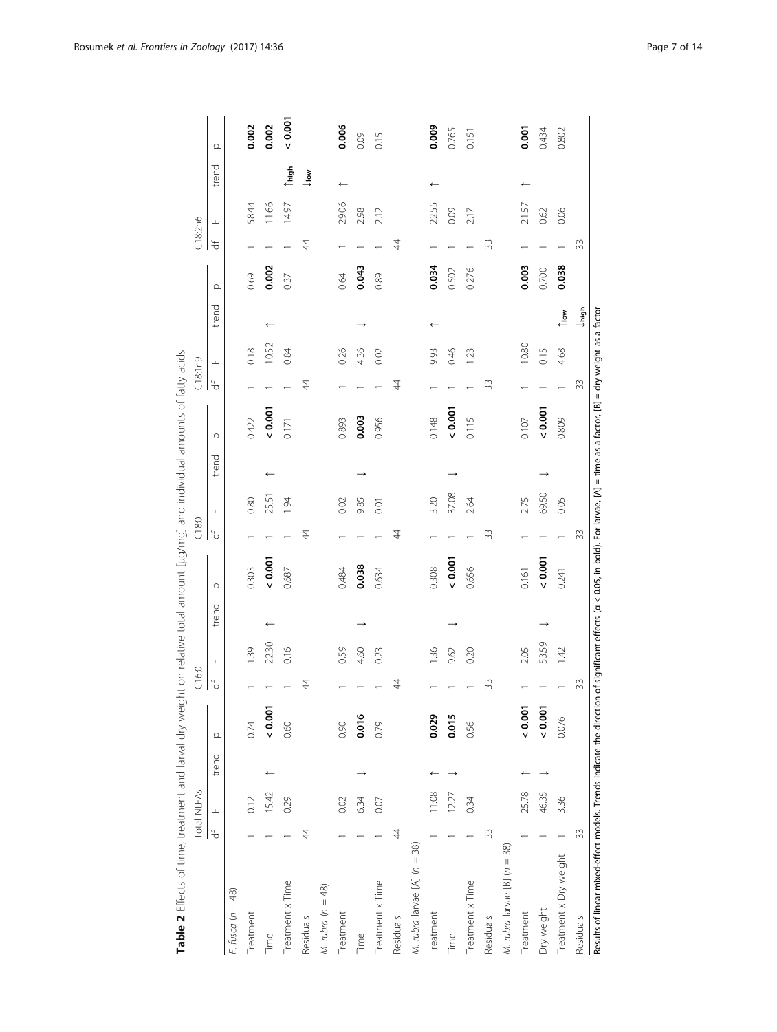**Table 2** Effects of time, treatment and larval dry weight on relative total amount [μg/mg] and individual amounts of fatty acids

| | Total NLFAs | | | | C16:0 | | | | C18:0 | | | | C18:1n9 | | | | C18:2n6 | | | |
|---|---|---|---|---|---|---|---|---|---|---|---|---|---|---|---|---|---|---|---|---|
| | df | F | trend | p | df | F | trend | p | df | F | trend | p | df | F | trend | p | df | F | trend | p |
| *F. fusca* (*n* = 48) | | | | | | | | | | | | | | | | | | | | |
| Treatment | 1 | 0.12 | | 0.74 | 1 | 1.39 | | 0.303 | 1 | 0.80 | | 0.422 | 1 | 0.18 | | 0.69 | 1 | 58.44 | | **0.002** |
| Time | 1 | 15.42 | ↑ | **< 0.001** | 1 | 22.30 | ↑ | **< 0.001** | 1 | 25.51 | ↑ | **< 0.001** | 1 | 10.52 | ↑ | **0.002** | 1 | 11.66 | | **0.002** |
| Treatment x Time | 1 | 0.29 | | 0.60 | 1 | 0.16 | | 0.687 | 1 | 1.94 | | 0.171 | 1 | 0.84 | | 0.37 | 1 | 14.97 | $\uparrow_{high}$ $\downarrow_{low}$ | **< 0.001** |
| Residuals | 44 | | | | 44 | | | | 44 | | | | 44 | | | | 44 | | | |
| *M. rubra* (*n* = 48) | | | | | | | | | | | | | | | | | | | | |
| Treatment | 1 | 0.02 | | 0.90 | 1 | 0.59 | | 0.484 | 1 | 0.02 | | 0.893 | 1 | 0.26 | | 0.64 | 1 | 29.06 | ↑ | **0.006** |
| Time | 1 | 6.34 | ↓ | **0.016** | 1 | 4.60 | ↓ | **0.038** | 1 | 9.85 | ↓ | **0.003** | 1 | 4.36 | ↓ | **0.043** | 1 | 2.98 | | 0.09 |
| Treatment x Time | 1 | 0.07 | | 0.79 | 1 | 0.23 | | 0.634 | 1 | 0.01 | | 0.956 | 1 | 0.02 | | 0.89 | 1 | 2.12 | | 0.15 |
| Residuals | 44 | | | | 44 | | | | 44 | | | | 44 | | | | 44 | | | |
| *M. rubra* larvae [A] (*n* = 38) | | | | | | | | | | | | | | | | | | | | |
| Treatment | 1 | 11.08 | ↑ | **0.029** | 1 | 1.36 | | 0.308 | 1 | 3.20 | | 0.148 | 1 | 9.93 | ↑ | **0.034** | 1 | 22.55 | ↑ | **0.009** |
| Time | 1 | 12.27 | ↓ | **0.015** | 1 | 9.62 | ↓ | **< 0.001** | 1 | 37.08 | ↓ | **< 0.001** | 1 | 0.46 | | 0.502 | 1 | 0.09 | | 0.765 |
| Treatment x Time | 1 | 0.34 | | 0.56 | 1 | 0.20 | | 0.656 | 1 | 2.64 | | 0.115 | 1 | 1.23 | | 0.276 | 1 | 2.17 | | 0.151 |
| Residuals | 33 | | | | 33 | | | | 33 | | | | 33 | | | | 33 | | | |
| *M. rubra* larvae [B] (*n* = 38) | | | | | | | | | | | | | | | | | | | | |
| Treatment | 1 | 25.78 | ↑ | **< 0.001** | 1 | 2.05 | | 0.161 | 1 | 2.75 | | 0.107 | 1 | 10.80 | | **0.003** | 1 | 21.57 | ↑ | **0.001** |
| Dry weight | 1 | 46.35 | ↓ | **< 0.001** | 1 | 53.59 | ↓ | **< 0.001** | 1 | 69.50 | ↓ | **< 0.001** | 1 | 0.15 | | 0.700 | 1 | 0.62 | | 0.434 |
| Treatment x Dry weight | 1 | 3.36 | | 0.076 | 1 | 1.42 | | 0.241 | 1 | 0.05 | | 0.809 | 1 | 4.68 | $\uparrow_{low}$ $\downarrow_{high}$ | **0.038** | 1 | 0.06 | | 0.802 |
| Residuals | 33 | | | | 33 | | | | 33 | | | | 33 | | | | 33 | | | |

Results of linear mixed-effect models. Trends indicate the direction of significant effects (α < 0.05, in bold). For larvae, [A] = time as a factor, [B] = dry weight as a factor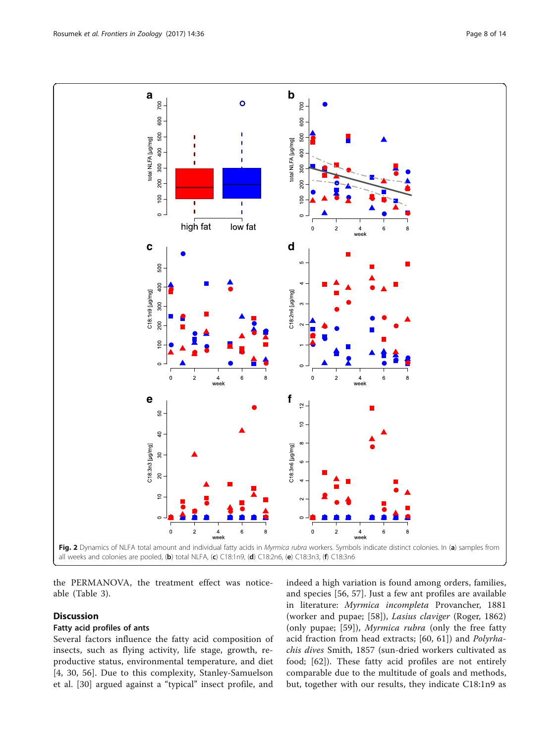Fig. 2 Dynamics of NLFA total amount and individual fatty acids in *Myrmica rubra* workers. Symbols indicate distinct colonies. In (**a**) samples from all weeks and colonies are pooled, (**b**) total NLFA, (**c**) C18:1n9, (**d**) C18:2n6, (**e**) C18:3n3, (**f**) C18:3n6

the PERMANOVA, the treatment effect was noticeable (Table 3).

## Discussion

### Fatty acid profiles of ants

Several factors influence the fatty acid composition of insects, such as flying activity, life stage, growth, reproductive status, environmental temperature, and diet [4, 30, 56]. Due to this complexity, Stanley-Samuelson et al. [30] argued against a "typical" insect profile, and indeed a high variation is found among orders, families, and species [56, 57]. Just a few ant profiles are available in literature: *Myrmica incompleta* Provancher, 1881 (worker and pupae; [58]), *Lasius claviger* (Roger, 1862) (only pupae; [59]), *Myrmica rubra* (only the free fatty acid fraction from head extracts; [60, 61]) and *Polyrhachis dives* Smith, 1857 (sun-dried workers cultivated as food; [62]). These fatty acid profiles are not entirely comparable due to the multitude of goals and methods, but, together with our results, they indicate C18:1n9 as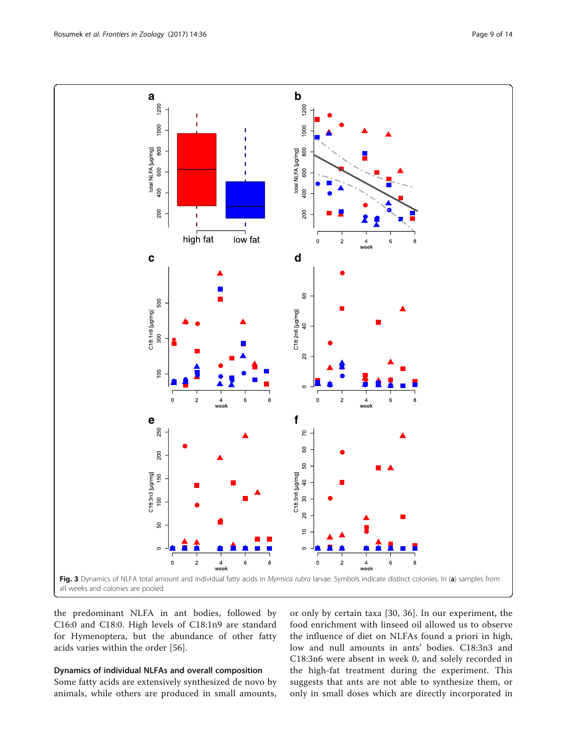Fig. 3 Dynamics of NLFA total amount and individual fatty acids in *Myrmica rubra* larvae. Symbols indicate distinct colonies. In (**a**) samples from all weeks and colonies are pooled

the predominant NLFA in ant bodies, followed by C16:0 and C18:0. High levels of C18:1n9 are standard for Hymenoptera, but the abundance of other fatty acids varies within the order [56].

### Dynamics of individual NLFAs and overall composition

Some fatty acids are extensively synthesized de novo by animals, while others are produced in small amounts, or only by certain taxa [30, 36]. In our experiment, the food enrichment with linseed oil allowed us to observe the influence of diet on NLFAs found a priori in high, low and null amounts in ants' bodies. C18:3n3 and C18:3n6 were absent in week 0, and solely recorded in the high-fat treatment during the experiment. This suggests that ants are not able to synthesize them, or only in small doses which are directly incorporated in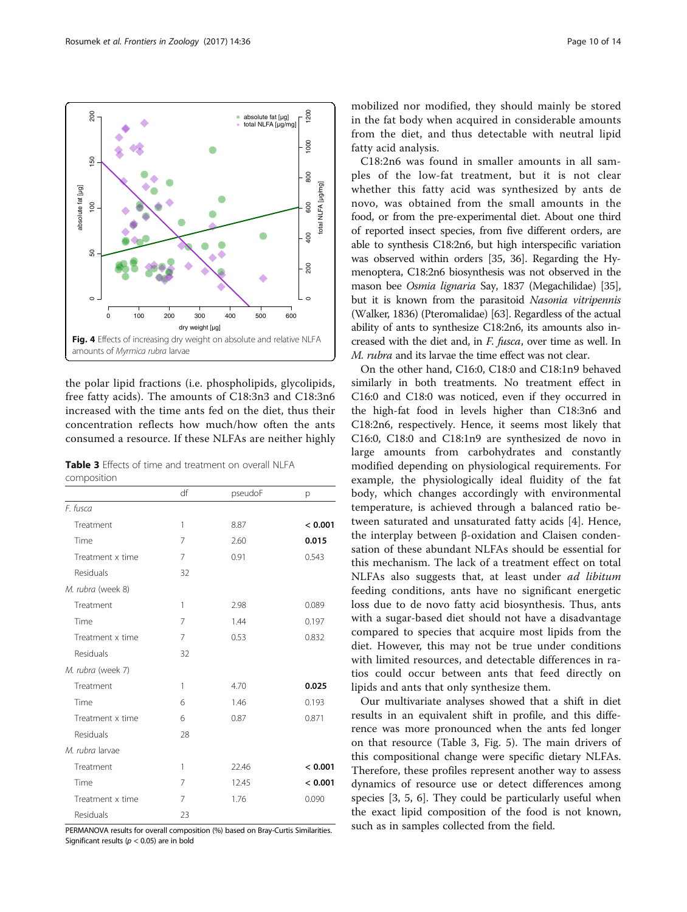Fig. 4 Effects of increasing dry weight on absolute and relative NLFA amounts of *Myrmica rubra* larvae

the polar lipid fractions (i.e. phospholipids, glycolipids, free fatty acids). The amounts of C18:3n3 and C18:3n6 increased with the time ants fed on the diet, thus their concentration reflects how much/how often the ants consumed a resource. If these NLFAs are neither highly mobilized nor modified, they should mainly be stored in the fat body when acquired in considerable amounts from the diet, and thus detectable with neutral lipid fatty acid analysis.

**Table 3** Effects of time and treatment on overall NLFA composition

| | df | pseudoF | p |
|---|---|---|---|
| *F. fusca* | | | |
| Treatment | 1 | 8.87 | **< 0.001** |
| Time | 7 | 2.60 | **0.015** |
| Treatment x time | 7 | 0.91 | 0.543 |
| Residuals | 32 | | |
| *M. rubra* (week 8) | | | |
| Treatment | 1 | 2.98 | 0.089 |
| Time | 7 | 1.44 | 0.197 |
| Treatment x time | 7 | 0.53 | 0.832 |
| Residuals | 32 | | |
| *M. rubra* (week 7) | | | |
| Treatment | 1 | 4.70 | **0.025** |
| Time | 6 | 1.46 | 0.193 |
| Treatment x time | 6 | 0.87 | 0.871 |
| Residuals | 28 | | |
| *M. rubra* larvae | | | |
| Treatment | 1 | 22.46 | **< 0.001** |
| Time | 7 | 12.45 | **< 0.001** |
| Treatment x time | 7 | 1.76 | 0.090 |
| Residuals | 23 | | |

PERMANOVA results for overall composition (%) based on Bray-Curtis Similarities. Significant results ($p < 0.05$) are in bold

C18:2n6 was found in smaller amounts in all samples of the low-fat treatment, but it is not clear whether this fatty acid was synthesized by ants de novo, was obtained from the small amounts in the food, or from the pre-experimental diet. About one third of reported insect species, from five different orders, are able to synthesis C18:2n6, but high interspecific variation was observed within orders [35, 36]. Regarding the Hymenoptera, C18:2n6 biosynthesis was not observed in the mason bee *Osmia lignaria* Say, 1837 (Megachilidae) [35], but it is known from the parasitoid *Nasonia vitripennis* (Walker, 1836) (Pteromalidae) [63]. Regardless of the actual ability of ants to synthesize C18:2n6, its amounts also increased with the diet and, in *F. fusca*, over time as well. In *M. rubra* and its larvae the time effect was not clear.

On the other hand, C16:0, C18:0 and C18:1n9 behaved similarly in both treatments. No treatment effect in C16:0 and C18:0 was noticed, even if they occurred in the high-fat food in levels higher than C18:3n6 and C18:2n6, respectively. Hence, it seems most likely that C16:0, C18:0 and C18:1n9 are synthesized de novo in large amounts from carbohydrates and constantly modified depending on physiological requirements. For example, the physiologically ideal fluidity of the fat body, which changes accordingly with environmental temperature, is achieved through a balanced ratio between saturated and unsaturated fatty acids [4]. Hence, the interplay between β-oxidation and Claisen condensation of these abundant NLFAs should be essential for this mechanism. The lack of a treatment effect on total NLFAs also suggests that, at least under *ad libitum* feeding conditions, ants have no significant energetic loss due to de novo fatty acid biosynthesis. Thus, ants with a sugar-based diet should not have a disadvantage compared to species that acquire most lipids from the diet. However, this may not be true under conditions with limited resources, and detectable differences in ratios could occur between ants that feed directly on lipids and ants that only synthesize them.

Our multivariate analyses showed that a shift in diet results in an equivalent shift in profile, and this difference was more pronounced when the ants fed longer on that resource (Table 3, Fig. 5). The main drivers of this compositional change were specific dietary NLFAs. Therefore, these profiles represent another way to assess dynamics of resource use or detect differences among species [3, 5, 6]. They could be particularly useful when the exact lipid composition of the food is not known, such as in samples collected from the field.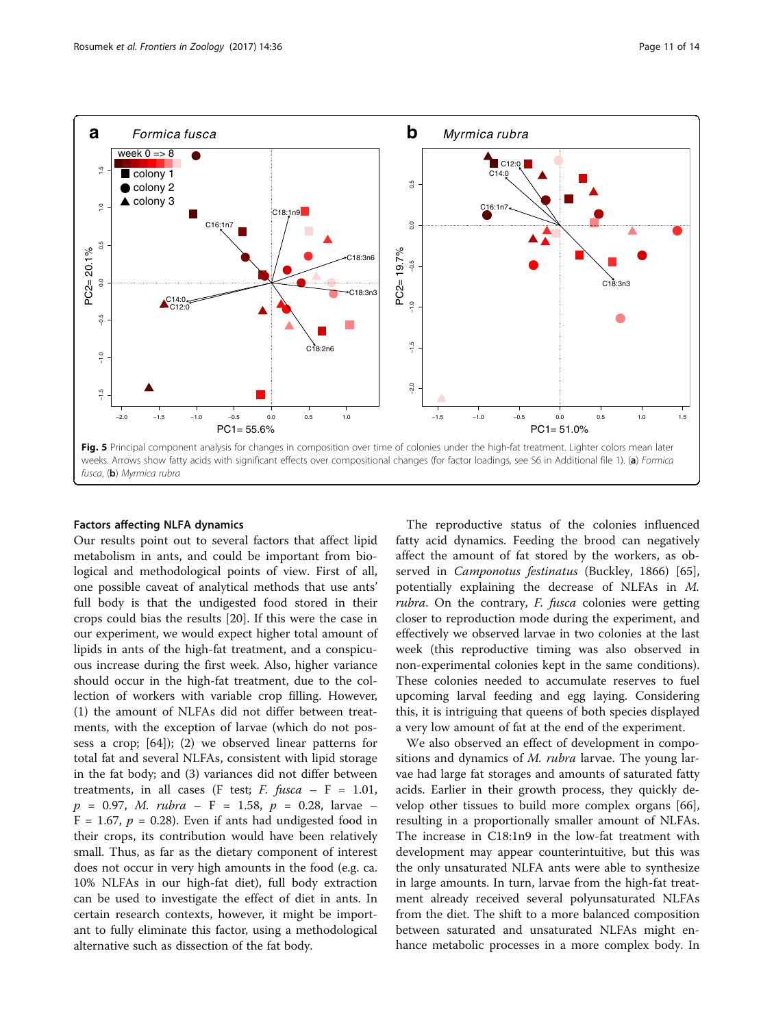**Fig. 5** Principal component analysis for changes in composition over time of colonies under the high-fat treatment. Lighter colors mean later weeks. Arrows show fatty acids with significant effects over compositional changes (for factor loadings, see S6 in Additional file 1). (**a**) *Formica fusca*, (**b**) *Myrmica rubra*

### Factors affecting NLFA dynamics

Our results point out to several factors that affect lipid metabolism in ants, and could be important from biological and methodological points of view. First of all, one possible caveat of analytical methods that use ants' full body is that the undigested food stored in their crops could bias the results [20]. If this were the case in our experiment, we would expect higher total amount of lipids in ants of the high-fat treatment, and a conspicuous increase during the first week. Also, higher variance should occur in the high-fat treatment, due to the collection of workers with variable crop filling. However, (1) the amount of NLFAs did not differ between treatments, with the exception of larvae (which do not possess a crop; [64]); (2) we observed linear patterns for total fat and several NLFAs, consistent with lipid storage in the fat body; and (3) variances did not differ between treatments, in all cases (F test; *F. fusca* – F = 1.01, $p$ = 0.97, *M. rubra* – F = 1.58, $p$ = 0.28, larvae – F = 1.67, $p$ = 0.28). Even if ants had undigested food in their crops, its contribution would have been relatively small. Thus, as far as the dietary component of interest does not occur in very high amounts in the food (e.g. ca. 10% NLFAs in our high-fat diet), full body extraction can be used to investigate the effect of diet in ants. In certain research contexts, however, it might be important to fully eliminate this factor, using a methodological alternative such as dissection of the fat body.

The reproductive status of the colonies influenced fatty acid dynamics. Feeding the brood can negatively affect the amount of fat stored by the workers, as observed in *Camponotus festinatus* (Buckley, 1866) [65], potentially explaining the decrease of NLFAs in *M. rubra*. On the contrary, *F. fusca* colonies were getting closer to reproduction mode during the experiment, and effectively we observed larvae in two colonies at the last week (this reproductive timing was also observed in non-experimental colonies kept in the same conditions). These colonies needed to accumulate reserves to fuel upcoming larval feeding and egg laying. Considering this, it is intriguing that queens of both species displayed a very low amount of fat at the end of the experiment.

We also observed an effect of development in compositions and dynamics of *M. rubra* larvae. The young larvae had large fat storages and amounts of saturated fatty acids. Earlier in their growth process, they quickly develop other tissues to build more complex organs [66], resulting in a proportionally smaller amount of NLFAs. The increase in C18:1n9 in the low-fat treatment with development may appear counterintuitive, but this was the only unsaturated NLFA ants were able to synthesize in large amounts. In turn, larvae from the high-fat treatment already received several polyunsaturated NLFAs from the diet. The shift to a more balanced composition between saturated and unsaturated NLFAs might enhance metabolic processes in a more complex body. In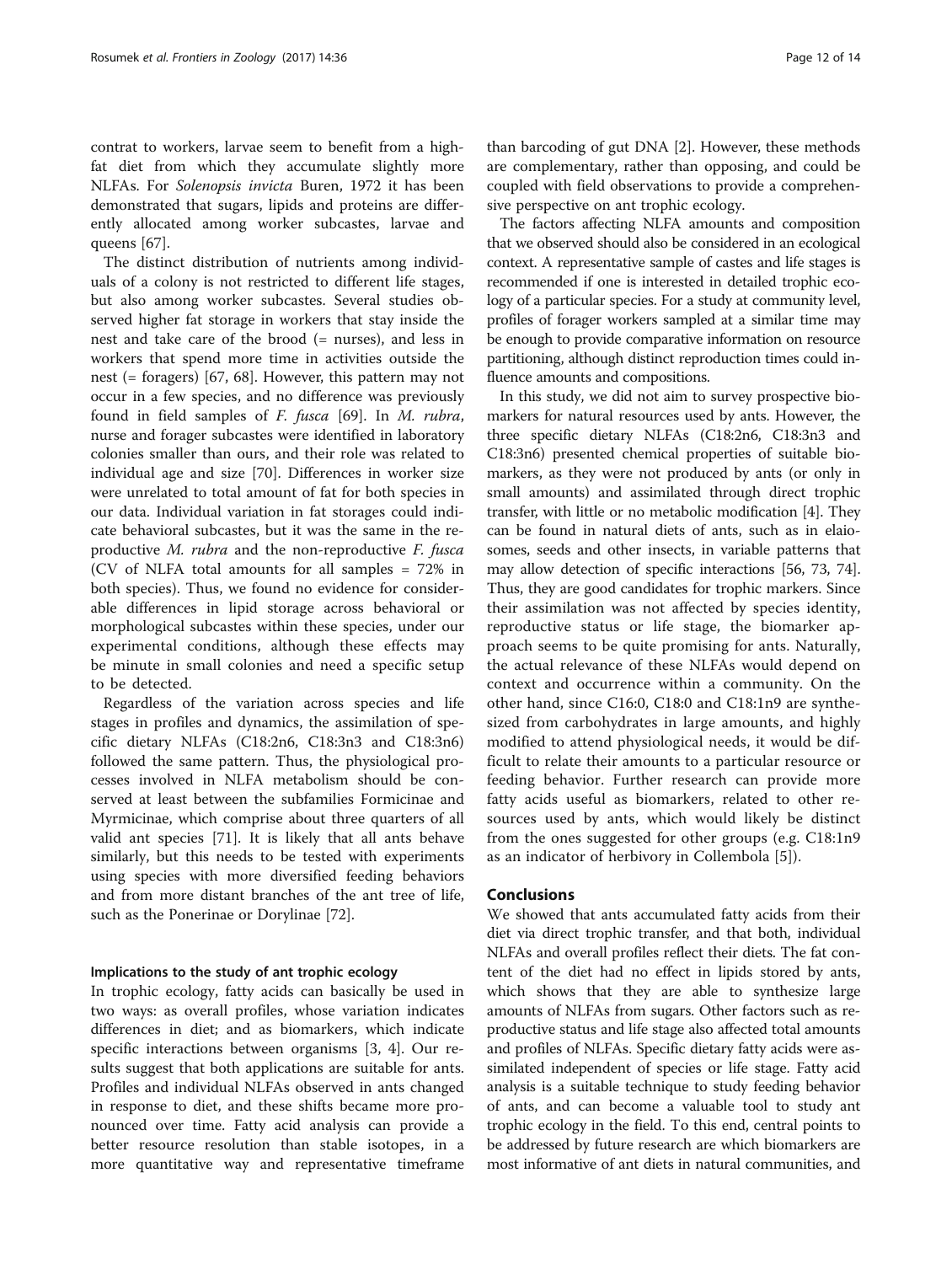contrat to workers, larvae seem to benefit from a high-fat diet from which they accumulate slightly more NLFAs. For *Solenopsis invicta* Buren, 1972 it has been demonstrated that sugars, lipids and proteins are differently allocated among worker subcastes, larvae and queens [67].

The distinct distribution of nutrients among individuals of a colony is not restricted to different life stages, but also among worker subcastes. Several studies observed higher fat storage in workers that stay inside the nest and take care of the brood (= nurses), and less in workers that spend more time in activities outside the nest (= foragers) [67, 68]. However, this pattern may not occur in a few species, and no difference was previously found in field samples of *F. fusca* [69]. In *M. rubra*, nurse and forager subcastes were identified in laboratory colonies smaller than ours, and their role was related to individual age and size [70]. Differences in worker size were unrelated to total amount of fat for both species in our data. Individual variation in fat storages could indicate behavioral subcastes, but it was the same in the reproductive *M. rubra* and the non-reproductive *F. fusca* (CV of NLFA total amounts for all samples = 72% in both species). Thus, we found no evidence for considerable differences in lipid storage across behavioral or morphological subcastes within these species, under our experimental conditions, although these effects may be minute in small colonies and need a specific setup to be detected.

Regardless of the variation across species and life stages in profiles and dynamics, the assimilation of specific dietary NLFAs (C18:2n6, C18:3n3 and C18:3n6) followed the same pattern. Thus, the physiological processes involved in NLFA metabolism should be conserved at least between the subfamilies Formicinae and Myrmicinae, which comprise about three quarters of all valid ant species [71]. It is likely that all ants behave similarly, but this needs to be tested with experiments using species with more diversified feeding behaviors and from more distant branches of the ant tree of life, such as the Ponerinae or Dorylinae [72].

### Implications to the study of ant trophic ecology

In trophic ecology, fatty acids can basically be used in two ways: as overall profiles, whose variation indicates differences in diet; and as biomarkers, which indicate specific interactions between organisms [3, 4]. Our results suggest that both applications are suitable for ants. Profiles and individual NLFAs observed in ants changed in response to diet, and these shifts became more pronounced over time. Fatty acid analysis can provide a better resource resolution than stable isotopes, in a more quantitative way and representative timeframe than barcoding of gut DNA [2]. However, these methods are complementary, rather than opposing, and could be coupled with field observations to provide a comprehensive perspective on ant trophic ecology.

The factors affecting NLFA amounts and composition that we observed should also be considered in an ecological context. A representative sample of castes and life stages is recommended if one is interested in detailed trophic ecology of a particular species. For a study at community level, profiles of forager workers sampled at a similar time may be enough to provide comparative information on resource partitioning, although distinct reproduction times could influence amounts and compositions.

In this study, we did not aim to survey prospective biomarkers for natural resources used by ants. However, the three specific dietary NLFAs (C18:2n6, C18:3n3 and C18:3n6) presented chemical properties of suitable biomarkers, as they were not produced by ants (or only in small amounts) and assimilated through direct trophic transfer, with little or no metabolic modification [4]. They can be found in natural diets of ants, such as in elaiosomes, seeds and other insects, in variable patterns that may allow detection of specific interactions [56, 73, 74]. Thus, they are good candidates for trophic markers. Since their assimilation was not affected by species identity, reproductive status or life stage, the biomarker approach seems to be quite promising for ants. Naturally, the actual relevance of these NLFAs would depend on context and occurrence within a community. On the other hand, since C16:0, C18:0 and C18:1n9 are synthesized from carbohydrates in large amounts, and highly modified to attend physiological needs, it would be difficult to relate their amounts to a particular resource or feeding behavior. Further research can provide more fatty acids useful as biomarkers, related to other resources used by ants, which would likely be distinct from the ones suggested for other groups (e.g. C18:1n9 as an indicator of herbivory in Collembola [5]).

## Conclusions

We showed that ants accumulated fatty acids from their diet via direct trophic transfer, and that both, individual NLFAs and overall profiles reflect their diets. The fat content of the diet had no effect in lipids stored by ants, which shows that they are able to synthesize large amounts of NLFAs from sugars. Other factors such as reproductive status and life stage also affected total amounts and profiles of NLFAs. Specific dietary fatty acids were assimilated independent of species or life stage. Fatty acid analysis is a suitable technique to study feeding behavior of ants, and can become a valuable tool to study ant trophic ecology in the field. To this end, central points to be addressed by future research are which biomarkers are most informative of ant diets in natural communities, and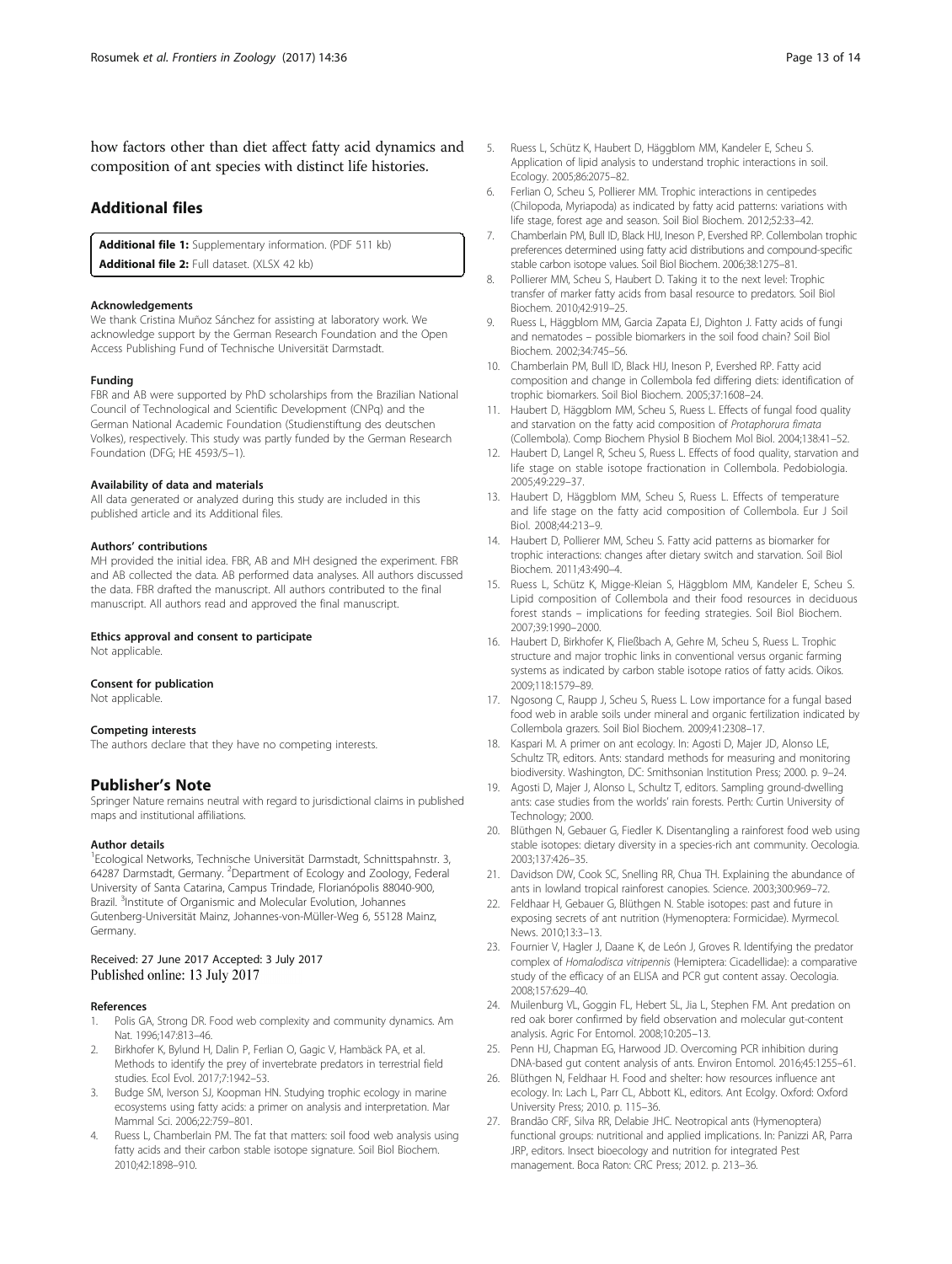how factors other than diet affect fatty acid dynamics and composition of ant species with distinct life histories.

## Additional files

**Additional file 1:** Supplementary information. (PDF 511 kb)

**Additional file 2:** Full dataset. (XLSX 42 kb)

#### Acknowledgements

We thank Cristina Muñoz Sánchez for assisting at laboratory work. We acknowledge support by the German Research Foundation and the Open Access Publishing Fund of Technische Universität Darmstadt.

#### Funding

FBR and AB were supported by PhD scholarships from the Brazilian National Council of Technological and Scientific Development (CNPq) and the German National Academic Foundation (Studienstiftung des deutschen Volkes), respectively. This study was partly funded by the German Research Foundation (DFG; HE 4593/5–1).

#### Availability of data and materials

All data generated or analyzed during this study are included in this published article and its Additional files.

#### Authors' contributions

MH provided the initial idea. FBR, AB and MH designed the experiment. FBR and AB collected the data. AB performed data analyses. All authors discussed the data. FBR drafted the manuscript. All authors contributed to the final manuscript. All authors read and approved the final manuscript.

#### Ethics approval and consent to participate

Not applicable.

#### Consent for publication

Not applicable.

#### Competing interests

The authors declare that they have no competing interests.

## Publisher's Note

Springer Nature remains neutral with regard to jurisdictional claims in published maps and institutional affiliations.

#### Author details

[1]Ecological Networks, Technische Universität Darmstadt, Schnittspahnstr. 3, 64287 Darmstadt, Germany. [2]Department of Ecology and Zoology, Federal University of Santa Catarina, Campus Trindade, Florianópolis 88040-900, Brazil. [3]Institute of Organismic and Molecular Evolution, Johannes Gutenberg-Universität Mainz, Johannes-von-Müller-Weg 6, 55128 Mainz, Germany.

Received: 27 June 2017 Accepted: 3 July 2017
Published online: 13 July 2017

#### References

1. Polis GA, Strong DR. Food web complexity and community dynamics. Am Nat. 1996;147:813–46.
2. Birkhofer K, Bylund H, Dalin P, Ferlian O, Gagic V, Hambäck PA, et al. Methods to identify the prey of invertebrate predators in terrestrial field studies. Ecol Evol. 2017;7:1942–53.
3. Budge SM, Iverson SJ, Koopman HN. Studying trophic ecology in marine ecosystems using fatty acids: a primer on analysis and interpretation. Mar Mammal Sci. 2006;22:759–801.
4. Ruess L, Chamberlain PM. The fat that matters: soil food web analysis using fatty acids and their carbon stable isotope signature. Soil Biol Biochem. 2010;42:1898–910.
5. Ruess L, Schütz K, Haubert D, Häggblom MM, Kandeler E, Scheu S. Application of lipid analysis to understand trophic interactions in soil. Ecology. 2005;86:2075–82.
6. Ferlian O, Scheu S, Pollierer MM. Trophic interactions in centipedes (Chilopoda, Myriapoda) as indicated by fatty acid patterns: variations with life stage, forest age and season. Soil Biol Biochem. 2012;52:33–42.
7. Chamberlain PM, Bull ID, Black HIJ, Ineson P, Evershed RP. Collembolan trophic preferences determined using fatty acid distributions and compound-specific stable carbon isotope values. Soil Biol Biochem. 2006;38:1275–81.
8. Pollierer MM, Scheu S, Haubert D. Taking it to the next level: Trophic transfer of marker fatty acids from basal resource to predators. Soil Biol Biochem. 2010;42:919–25.
9. Ruess L, Häggblom MM, Garcia Zapata EJ, Dighton J. Fatty acids of fungi and nematodes – possible biomarkers in the soil food chain? Soil Biol Biochem. 2002;34:745–56.
10. Chamberlain PM, Bull ID, Black HIJ, Ineson P, Evershed RP. Fatty acid composition and change in Collembola fed differing diets: identification of trophic biomarkers. Soil Biol Biochem. 2005;37:1608–24.
11. Haubert D, Häggblom MM, Scheu S, Ruess L. Effects of fungal food quality and starvation on the fatty acid composition of *Protaphorura fimata* (Collembola). Comp Biochem Physiol B Biochem Mol Biol. 2004;138:41–52.
12. Haubert D, Langel R, Scheu S, Ruess L. Effects of food quality, starvation and life stage on stable isotope fractionation in Collembola. Pedobiologia. 2005;49:229–37.
13. Haubert D, Häggblom MM, Scheu S, Ruess L. Effects of temperature and life stage on the fatty acid composition of Collembola. Eur J Soil Biol. 2008;44:213–9.
14. Haubert D, Pollierer MM, Scheu S. Fatty acid patterns as biomarker for trophic interactions: changes after dietary switch and starvation. Soil Biol Biochem. 2011;43:490–4.
15. Ruess L, Schütz K, Migge-Kleian S, Häggblom MM, Kandeler E, Scheu S. Lipid composition of Collembola and their food resources in deciduous forest stands – implications for feeding strategies. Soil Biol Biochem. 2007;39:1990–2000.
16. Haubert D, Birkhofer K, Fließbach A, Gehre M, Scheu S, Ruess L. Trophic structure and major trophic links in conventional versus organic farming systems as indicated by carbon stable isotope ratios of fatty acids. Oikos. 2009;118:1579–89.
17. Ngosong C, Raupp J, Scheu S, Ruess L. Low importance for a fungal based food web in arable soils under mineral and organic fertilization indicated by Collembola grazers. Soil Biol Biochem. 2009;41:2308–17.
18. Kaspari M. A primer on ant ecology. In: Agosti D, Majer JD, Alonso LE, Schultz TR, editors. Ants: standard methods for measuring and monitoring biodiversity. Washington, DC: Smithsonian Institution Press; 2000. p. 9–24.
19. Agosti D, Majer J, Alonso L, Schultz T, editors. Sampling ground-dwelling ants: case studies from the worlds' rain forests. Perth: Curtin University of Technology; 2000.
20. Blüthgen N, Gebauer G, Fiedler K. Disentangling a rainforest food web using stable isotopes: dietary diversity in a species-rich ant community. Oecologia. 2003;137:426–35.
21. Davidson DW, Cook SC, Snelling RR, Chua TH. Explaining the abundance of ants in lowland tropical rainforest canopies. Science. 2003;300:969–72.
22. Feldhaar H, Gebauer G, Blüthgen N. Stable isotopes: past and future in exposing secrets of ant nutrition (Hymenoptera: Formicidae). Myrmecol. News. 2010;13:3–13.
23. Fournier V, Hagler J, Daane K, de León J, Groves R. Identifying the predator complex of *Homalodisca vitripennis* (Hemiptera: Cicadellidae): a comparative study of the efficacy of an ELISA and PCR gut content assay. Oecologia. 2008;157:629–40.
24. Muilenburg VL, Goggin FL, Hebert SL, Jia L, Stephen FM. Ant predation on red oak borer confirmed by field observation and molecular gut-content analysis. Agric For Entomol. 2008;10:205–13.
25. Penn HJ, Chapman EG, Harwood JD. Overcoming PCR inhibition during DNA-based gut content analysis of ants. Environ Entomol. 2016;45:1255–61.
26. Blüthgen N, Feldhaar H. Food and shelter: how resources influence ant ecology. In: Lach L, Parr CL, Abbott KL, editors. Ant Ecolgy. Oxford: Oxford University Press; 2010. p. 115–36.
27. Brandão CRF, Silva RR, Delabie JHC. Neotropical ants (Hymenoptera) functional groups: nutritional and applied implications. In: Panizzi AR, Parra JRP, editors. Insect bioecology and nutrition for integrated Pest management. Boca Raton: CRC Press; 2012. p. 213–36.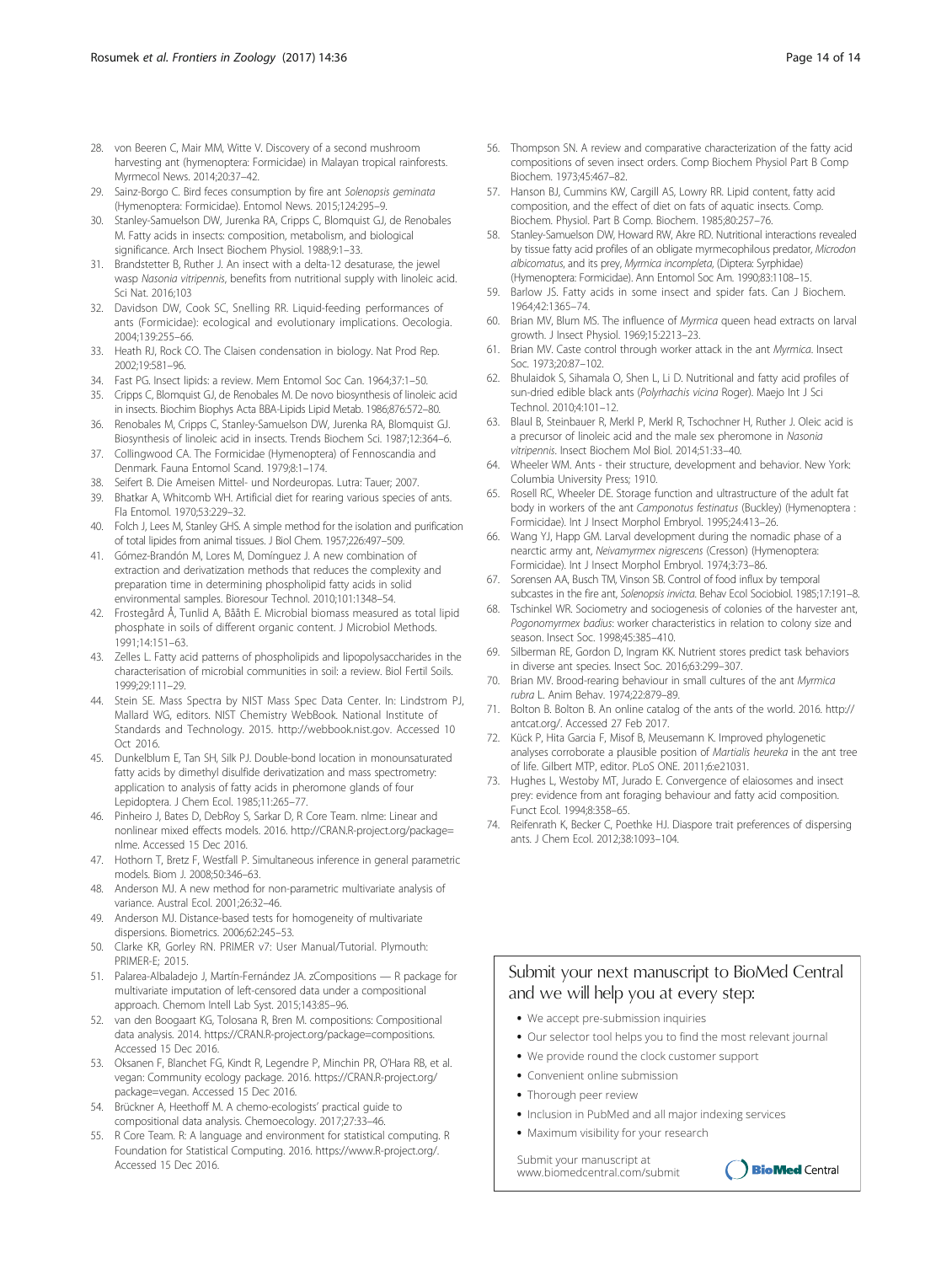28. von Beeren C, Mair MM, Witte V. Discovery of a second mushroom harvesting ant (hymenoptera: Formicidae) in Malayan tropical rainforests. Myrmecol News. 2014;20:37–42.
29. Sainz-Borgo C. Bird feces consumption by fire ant *Solenopsis geminata* (Hymenoptera: Formicidae). Entomol News. 2015;124:295–9.
30. Stanley-Samuelson DW, Jurenka RA, Cripps C, Blomquist GJ, de Renobales M. Fatty acids in insects: composition, metabolism, and biological significance. Arch Insect Biochem Physiol. 1988;9:1–33.
31. Brandstetter B, Ruther J. An insect with a delta-12 desaturase, the jewel wasp *Nasonia vitripennis*, benefits from nutritional supply with linoleic acid. Sci Nat. 2016;103
32. Davidson DW, Cook SC, Snelling RR. Liquid-feeding performances of ants (Formicidae): ecological and evolutionary implications. Oecologia. 2004;139:255–66.
33. Heath RJ, Rock CO. The Claisen condensation in biology. Nat Prod Rep. 2002;19:581–96.
34. Fast PG. Insect lipids: a review. Mem Entomol Soc Can. 1964;37:1–50.
35. Cripps C, Blomquist GJ, de Renobales M. De novo biosynthesis of linoleic acid in insects. Biochim Biophys Acta BBA-Lipids Lipid Metab. 1986;876:572–80.
36. Renobales M, Cripps C, Stanley-Samuelson DW, Jurenka RA, Blomquist GJ. Biosynthesis of linoleic acid in insects. Trends Biochem Sci. 1987;12:364–6.
37. Collingwood CA. The Formicidae (Hymenoptera) of Fennoscandia and Denmark. Fauna Entomol Scand. 1979;8:1–174.
38. Seifert B. Die Ameisen Mittel- und Nordeuropas. Lutra: Tauer; 2007.
39. Bhatkar A, Whitcomb WH. Artificial diet for rearing various species of ants. Fla Entomol. 1970;53:229–32.
40. Folch J, Lees M, Stanley GHS. A simple method for the isolation and purification of total lipides from animal tissues. J Biol Chem. 1957;226:497–509.
41. Gómez-Brandón M, Lores M, Domínguez J. A new combination of extraction and derivatization methods that reduces the complexity and preparation time in determining phospholipid fatty acids in solid environmental samples. Bioresour Technol. 2010;101:1348–54.
42. Frostegård Å, Tunlid A, Bååth E. Microbial biomass measured as total lipid phosphate in soils of different organic content. J Microbiol Methods. 1991;14:151–63.
43. Zelles L. Fatty acid patterns of phospholipids and lipopolysaccharides in the characterisation of microbial communities in soil: a review. Biol Fertil Soils. 1999;29:111–29.
44. Stein SE. Mass Spectra by NIST Mass Spec Data Center. In: Lindstrom PJ, Mallard WG, editors. NIST Chemistry WebBook. National Institute of Standards and Technology. 2015. http://webbook.nist.gov. Accessed 10 Oct 2016.
45. Dunkelblum E, Tan SH, Silk PJ. Double-bond location in monounsaturated fatty acids by dimethyl disulfide derivatization and mass spectrometry: application to analysis of fatty acids in pheromone glands of four Lepidoptera. J Chem Ecol. 1985;11:265–77.
46. Pinheiro J, Bates D, DebRoy S, Sarkar D, R Core Team. nlme: Linear and nonlinear mixed effects models. 2016. http://CRAN.R-project.org/package=nlme. Accessed 15 Dec 2016.
47. Hothorn T, Bretz F, Westfall P. Simultaneous inference in general parametric models. Biom J. 2008;50:346–63.
48. Anderson MJ. A new method for non-parametric multivariate analysis of variance. Austral Ecol. 2001;26:32–46.
49. Anderson MJ. Distance-based tests for homogeneity of multivariate dispersions. Biometrics. 2006;62:245–53.
50. Clarke KR, Gorley RN. PRIMER v7: User Manual/Tutorial. Plymouth: PRIMER-E; 2015.
51. Palarea-Albaladejo J, Martín-Fernández JA. zCompositions — R package for multivariate imputation of left-censored data under a compositional approach. Chemom Intell Lab Syst. 2015;143:85–96.
52. van den Boogaart KG, Tolosana R, Bren M. compositions: Compositional data analysis. 2014. https://CRAN.R-project.org/package=compositions. Accessed 15 Dec 2016.
53. Oksanen F, Blanchet FG, Kindt R, Legendre P, Minchin PR, O'Hara RB, et al. vegan: Community ecology package. 2016. https://CRAN.R-project.org/package=vegan. Accessed 15 Dec 2016.
54. Brückner A, Heethoff M. A chemo-ecologists' practical guide to compositional data analysis. Chemoecology. 2017;27:33–46.
55. R Core Team. R: A language and environment for statistical computing. R Foundation for Statistical Computing. 2016. https://www.R-project.org/. Accessed 15 Dec 2016.
56. Thompson SN. A review and comparative characterization of the fatty acid compositions of seven insect orders. Comp Biochem Physiol Part B Comp Biochem. 1973;45:467–82.
57. Hanson BJ, Cummins KW, Cargill AS, Lowry RR. Lipid content, fatty acid composition, and the effect of diet on fats of aquatic insects. Comp. Biochem. Physiol. Part B Comp. Biochem. 1985;80:257–76.
58. Stanley-Samuelson DW, Howard RW, Akre RD. Nutritional interactions revealed by tissue fatty acid profiles of an obligate myrmecophilous predator, *Microdon albicomatus*, and its prey, *Myrmica incompleta*, (Diptera: Syrphidae) (Hymenoptera: Formicidae). Ann Entomol Soc Am. 1990;83:1108–15.
59. Barlow JS. Fatty acids in some insect and spider fats. Can J Biochem. 1964;42:1365–74.
60. Brian MV, Blum MS. The influence of *Myrmica* queen head extracts on larval growth. J Insect Physiol. 1969;15:2213–23.
61. Brian MV. Caste control through worker attack in the ant *Myrmica*. Insect Soc. 1973;20:87–102.
62. Bhulaidok S, Sihamala O, Shen L, Li D. Nutritional and fatty acid profiles of sun-dried edible black ants (*Polyrhachis vicina* Roger). Maejo Int J Sci Technol. 2010;4:101–12.
63. Blaul B, Steinbauer R, Merkl P, Merkl R, Tschochner H, Ruther J. Oleic acid is a precursor of linoleic acid and the male sex pheromone in *Nasonia vitripennis*. Insect Biochem Mol Biol. 2014;51:33–40.
64. Wheeler WM. Ants - their structure, development and behavior. New York: Columbia University Press; 1910.
65. Rosell RC, Wheeler DE. Storage function and ultrastructure of the adult fat body in workers of the ant *Camponotus festinatus* (Buckley) (Hymenoptera : Formicidae). Int J Insect Morphol Embryol. 1995;24:413–26.
66. Wang YJ, Happ GM. Larval development during the nomadic phase of a nearctic army ant, *Neivamyrmex nigrescens* (Cresson) (Hymenoptera: Formicidae). Int J Insect Morphol Embryol. 1974;3:73–86.
67. Sorensen AA, Busch TM, Vinson SB. Control of food influx by temporal subcastes in the fire ant, *Solenopsis invicta*. Behav Ecol Sociobiol. 1985;17:191–8.
68. Tschinkel WR. Sociometry and sociogenesis of colonies of the harvester ant, *Pogonomyrmex badius*: worker characteristics in relation to colony size and season. Insect Soc. 1998;45:385–410.
69. Silberman RE, Gordon D, Ingram KK. Nutrient stores predict task behaviors in diverse ant species. Insect Soc. 2016;63:299–307.
70. Brian MV. Brood-rearing behaviour in small cultures of the ant *Myrmica rubra* L. Anim Behav. 1974;22:879–89.
71. Bolton B. Bolton B. An online catalog of the ants of the world. 2016. http://antcat.org/. Accessed 27 Feb 2017.
72. Kück P, Hita Garcia F, Misof B, Meusemann K. Improved phylogenetic analyses corroborate a plausible position of *Martialis heureka* in the ant tree of life. Gilbert MTP, editor. PLoS ONE. 2011;6:e21031.
73. Hughes L, Westoby MT, Jurado E. Convergence of elaiosomes and insect prey: evidence from ant foraging behaviour and fatty acid composition. Funct Ecol. 1994;8:358–65.
74. Reifenrath K, Becker C, Poethke HJ. Diaspore trait preferences of dispersing ants. J Chem Ecol. 2012;38:1093–104.

Submit your next manuscript to BioMed Central and we will help you at every step:

- We accept pre-submission inquiries
- Our selector tool helps you to find the most relevant journal
- We provide round the clock customer support
- Convenient online submission
- Thorough peer review
- Inclusion in PubMed and all major indexing services
- Maximum visibility for your research

Submit your manuscript at www.biomedcentral.com/submit

BioMed Central